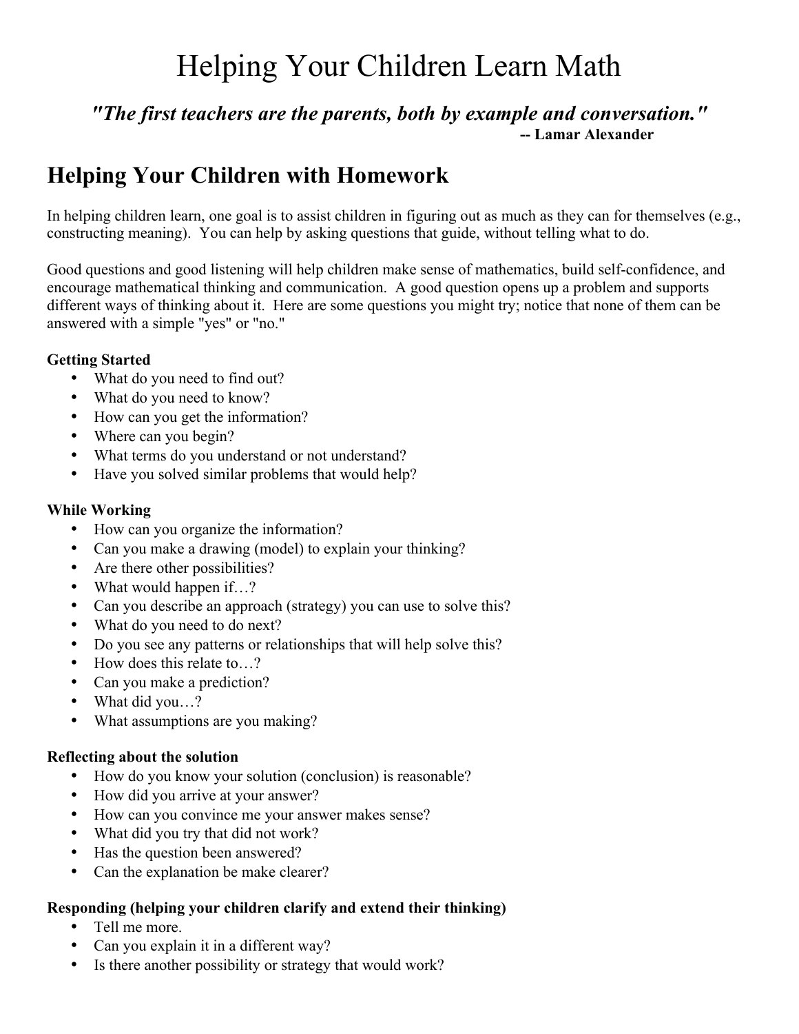# Helping Your Children Learn Math

***"The first teachers are the parents, both by example and conversation."***
**-- Lamar Alexander**

## Helping Your Children with Homework

In helping children learn, one goal is to assist children in figuring out as much as they can for themselves (e.g., constructing meaning). You can help by asking questions that guide, without telling what to do.

Good questions and good listening will help children make sense of mathematics, build self-confidence, and encourage mathematical thinking and communication. A good question opens up a problem and supports different ways of thinking about it. Here are some questions you might try; notice that none of them can be answered with a simple "yes" or "no."

**Getting Started**

- What do you need to find out?
- What do you need to know?
- How can you get the information?
- Where can you begin?
- What terms do you understand or not understand?
- Have you solved similar problems that would help?

**While Working**

- How can you organize the information?
- Can you make a drawing (model) to explain your thinking?
- Are there other possibilities?
- What would happen if…?
- Can you describe an approach (strategy) you can use to solve this?
- What do you need to do next?
- Do you see any patterns or relationships that will help solve this?
- How does this relate to…?
- Can you make a prediction?
- What did you…?
- What assumptions are you making?

**Reflecting about the solution**

- How do you know your solution (conclusion) is reasonable?
- How did you arrive at your answer?
- How can you convince me your answer makes sense?
- What did you try that did not work?
- Has the question been answered?
- Can the explanation be make clearer?

**Responding (helping your children clarify and extend their thinking)**

- Tell me more.
- Can you explain it in a different way?
- Is there another possibility or strategy that would work?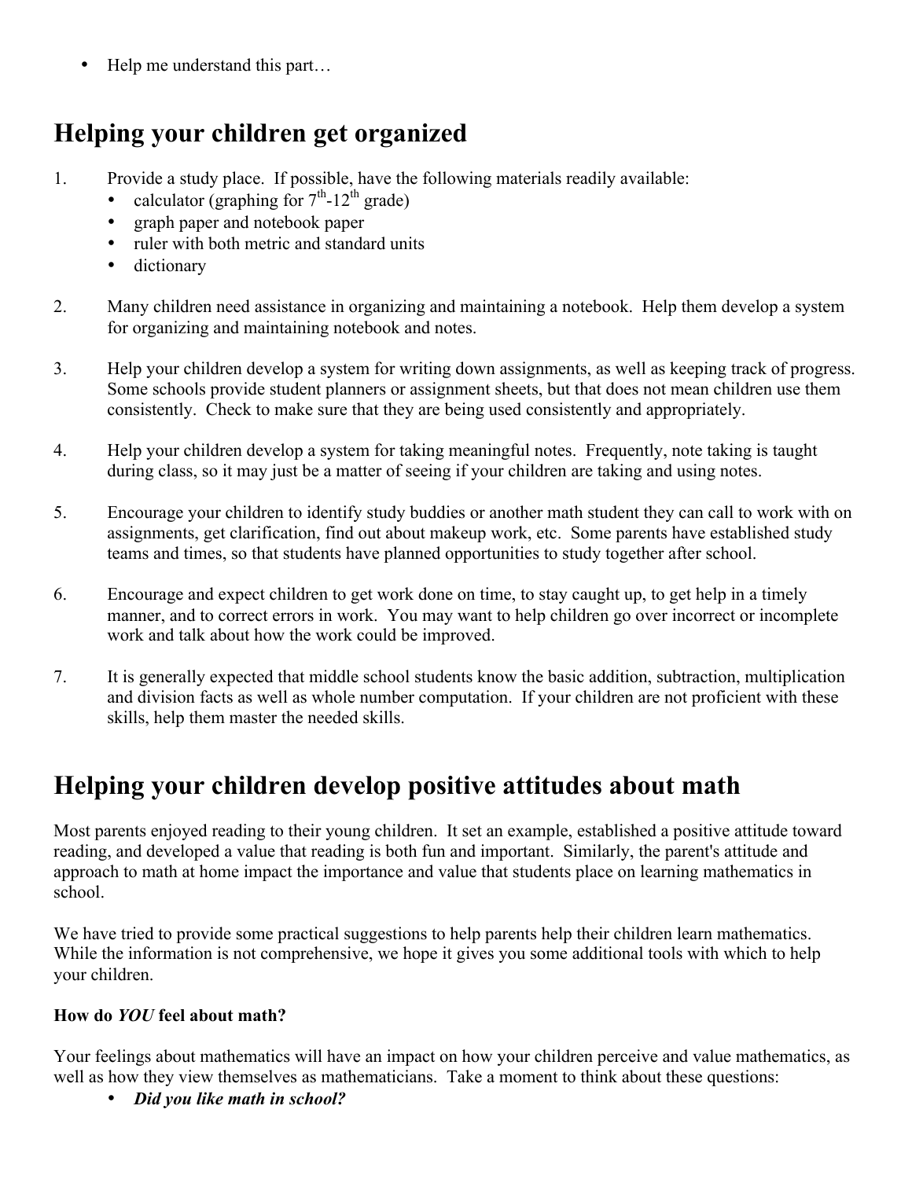- Help me understand this part…

## Helping your children get organized

1. Provide a study place. If possible, have the following materials readily available:
   - calculator (graphing for 7th-12th grade)
   - graph paper and notebook paper
   - ruler with both metric and standard units
   - dictionary

2. Many children need assistance in organizing and maintaining a notebook. Help them develop a system for organizing and maintaining notebook and notes.

3. Help your children develop a system for writing down assignments, as well as keeping track of progress. Some schools provide student planners or assignment sheets, but that does not mean children use them consistently. Check to make sure that they are being used consistently and appropriately.

4. Help your children develop a system for taking meaningful notes. Frequently, note taking is taught during class, so it may just be a matter of seeing if your children are taking and using notes.

5. Encourage your children to identify study buddies or another math student they can call to work with on assignments, get clarification, find out about makeup work, etc. Some parents have established study teams and times, so that students have planned opportunities to study together after school.

6. Encourage and expect children to get work done on time, to stay caught up, to get help in a timely manner, and to correct errors in work. You may want to help children go over incorrect or incomplete work and talk about how the work could be improved.

7. It is generally expected that middle school students know the basic addition, subtraction, multiplication and division facts as well as whole number computation. If your children are not proficient with these skills, help them master the needed skills.

## Helping your children develop positive attitudes about math

Most parents enjoyed reading to their young children. It set an example, established a positive attitude toward reading, and developed a value that reading is both fun and important. Similarly, the parent's attitude and approach to math at home impact the importance and value that students place on learning mathematics in school.

We have tried to provide some practical suggestions to help parents help their children learn mathematics. While the information is not comprehensive, we hope it gives you some additional tools with which to help your children.

**How do *YOU* feel about math?**

Your feelings about mathematics will have an impact on how your children perceive and value mathematics, as well as how they view themselves as mathematicians. Take a moment to think about these questions:

- ***Did you like math in school?***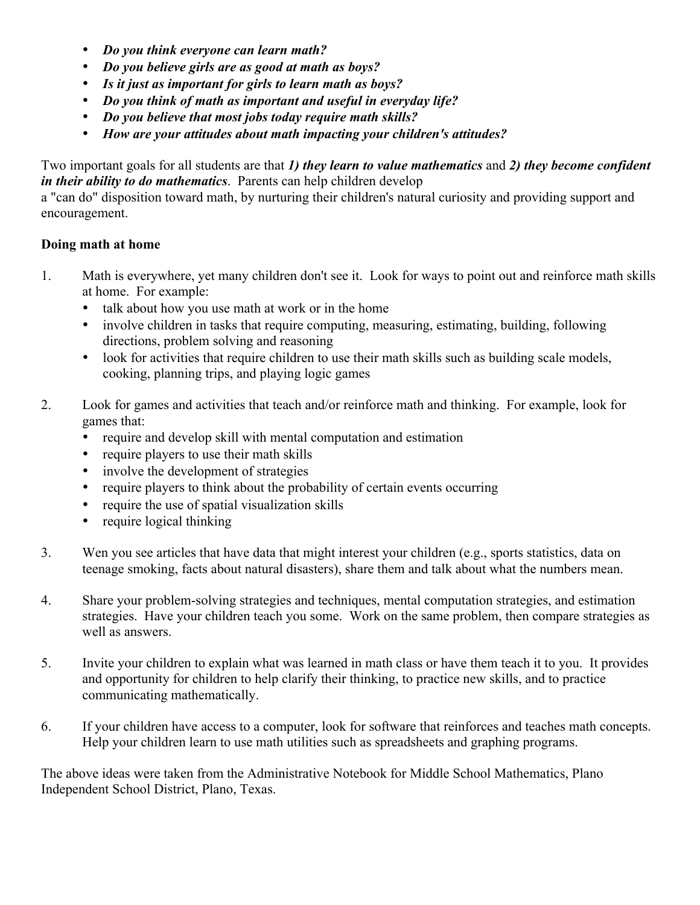- ***Do you think everyone can learn math?***
- ***Do you believe girls are as good at math as boys?***
- ***Is it just as important for girls to learn math as boys?***
- ***Do you think of math as important and useful in everyday life?***
- ***Do you believe that most jobs today require math skills?***
- ***How are your attitudes about math impacting your children's attitudes?***

Two important goals for all students are that ***1) they learn to value mathematics*** and ***2) they become confident in their ability to do mathematics***. Parents can help children develop a "can do" disposition toward math, by nurturing their children's natural curiosity and providing support and encouragement.

**Doing math at home**

1. Math is everywhere, yet many children don't see it. Look for ways to point out and reinforce math skills at home. For example:
   - talk about how you use math at work or in the home
   - involve children in tasks that require computing, measuring, estimating, building, following directions, problem solving and reasoning
   - look for activities that require children to use their math skills such as building scale models, cooking, planning trips, and playing logic games

2. Look for games and activities that teach and/or reinforce math and thinking. For example, look for games that:
   - require and develop skill with mental computation and estimation
   - require players to use their math skills
   - involve the development of strategies
   - require players to think about the probability of certain events occurring
   - require the use of spatial visualization skills
   - require logical thinking

3. Wen you see articles that have data that might interest your children (e.g., sports statistics, data on teenage smoking, facts about natural disasters), share them and talk about what the numbers mean.

4. Share your problem-solving strategies and techniques, mental computation strategies, and estimation strategies. Have your children teach you some. Work on the same problem, then compare strategies as well as answers.

5. Invite your children to explain what was learned in math class or have them teach it to you. It provides and opportunity for children to help clarify their thinking, to practice new skills, and to practice communicating mathematically.

6. If your children have access to a computer, look for software that reinforces and teaches math concepts. Help your children learn to use math utilities such as spreadsheets and graphing programs.

The above ideas were taken from the Administrative Notebook for Middle School Mathematics, Plano Independent School District, Plano, Texas.